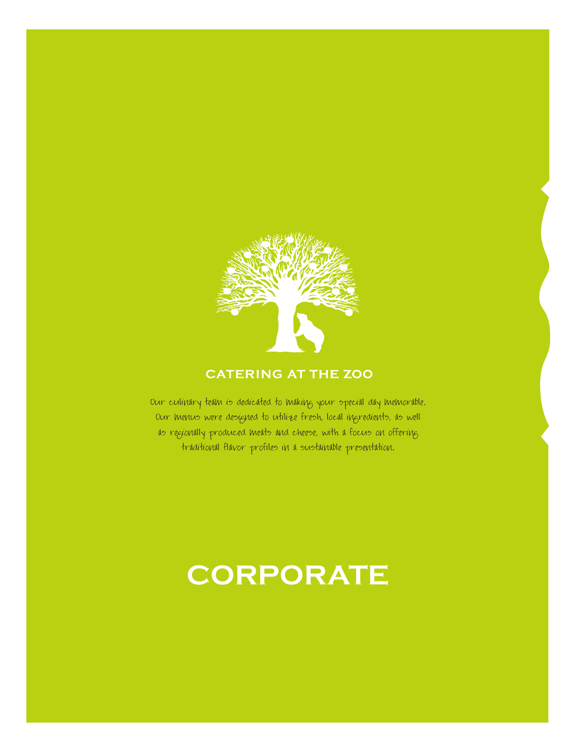## CATERING AT THE ZOO

Our culinary team is dedicated to making your special day memorable. Our menus were designed to utilize fresh, local ingredients, as well as regionally produced meats and cheese, with a focus on offering traditional flavor profiles in a sustainable presentation.

# CORPORATE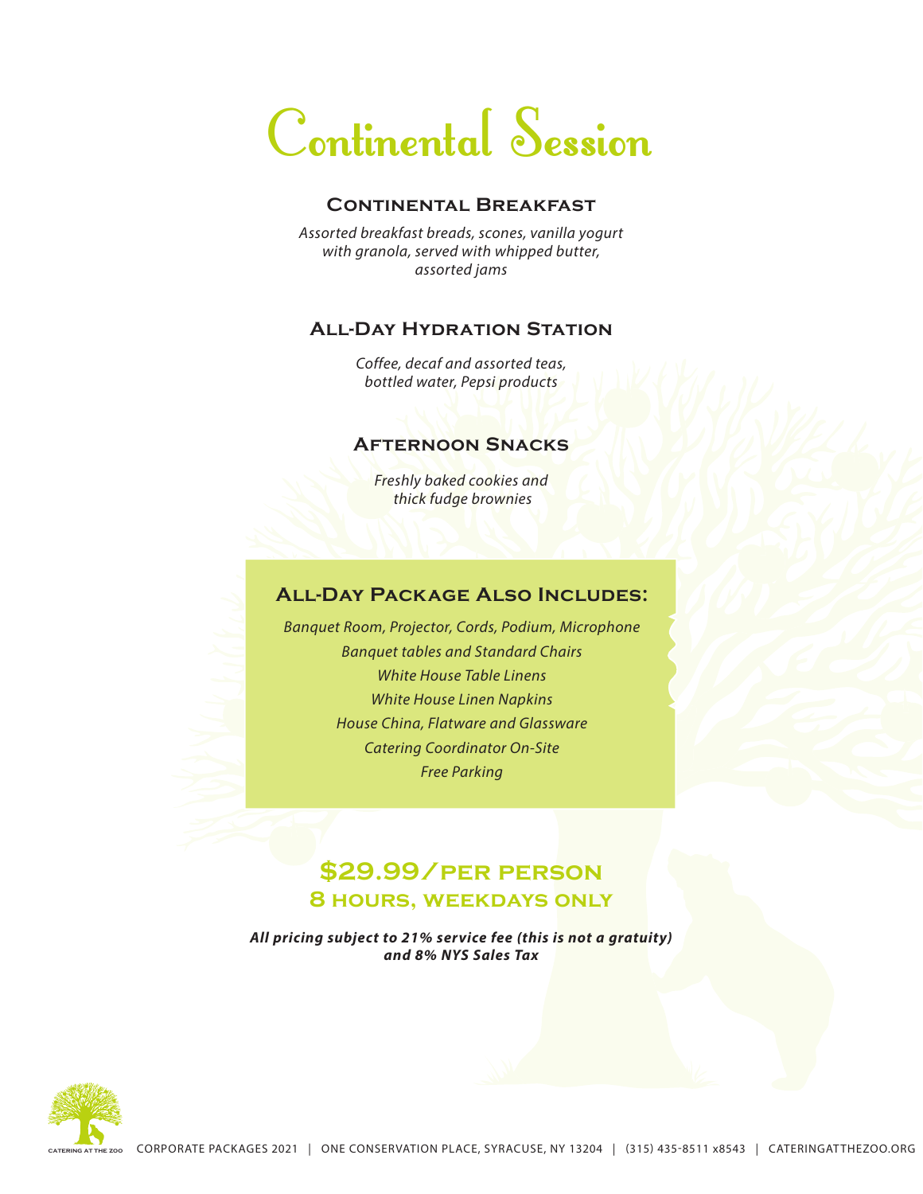# Continental Session

## Continental Breakfast

*Assorted breakfast breads, scones, vanilla yogurt with granola, served with whipped butter, assorted jams*

## All-Day Hydration Station

*Coffee, decaf and assorted teas, bottled water, Pepsi products*

## Afternoon Snacks

*Freshly baked cookies and thick fudge brownies*

## All-Day Package Also Includes:

*Banquet Room, Projector, Cords, Podium, Microphone*
*Banquet tables and Standard Chairs*
*White House Table Linens*
*White House Linen Napkins*
*House China, Flatware and Glassware*
*Catering Coordinator On-Site*
*Free Parking*

## $29.99/per person
## 8 hours, weekdays only

***All pricing subject to 21% service fee (this is not a gratuity) and 8% NYS Sales Tax***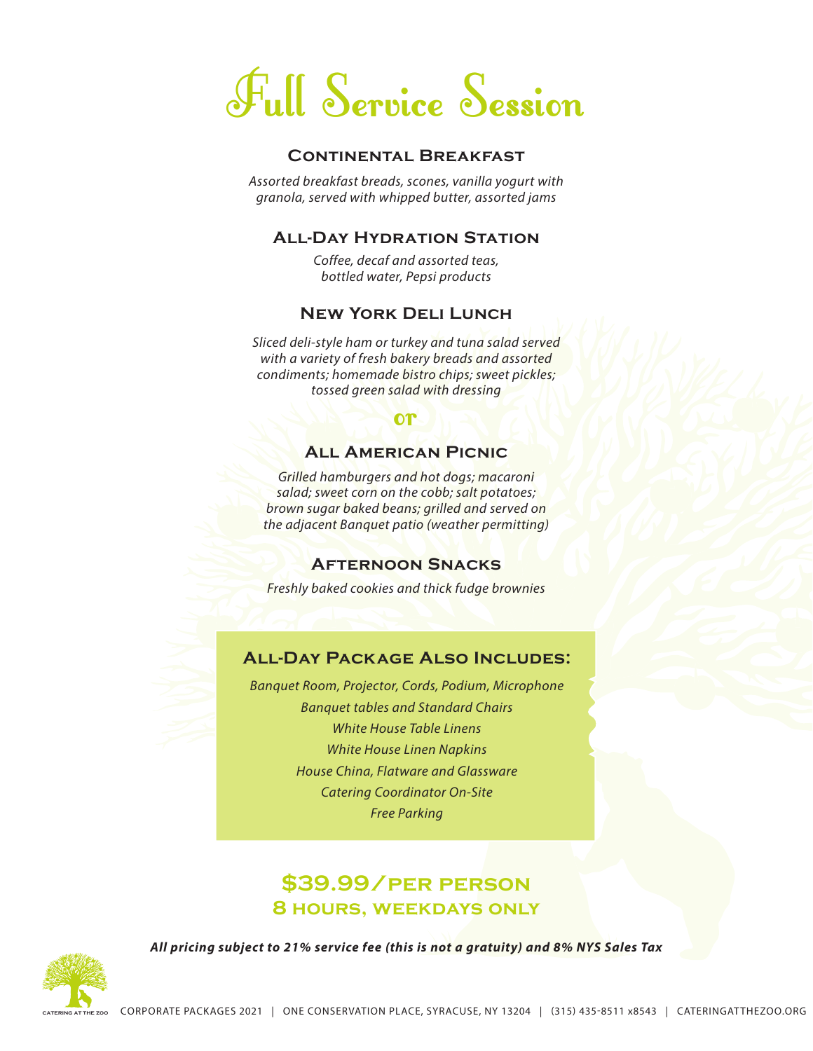# Full Service Session

## Continental Breakfast

*Assorted breakfast breads, scones, vanilla yogurt with granola, served with whipped butter, assorted jams*

## All-Day Hydration Station

*Coffee, decaf and assorted teas, bottled water, Pepsi products*

## New York Deli Lunch

*Sliced deli-style ham or turkey and tuna salad served with a variety of fresh bakery breads and assorted condiments; homemade bistro chips; sweet pickles; tossed green salad with dressing*

**or**

## All American Picnic

*Grilled hamburgers and hot dogs; macaroni salad; sweet corn on the cobb; salt potatoes; brown sugar baked beans; grilled and served on the adjacent Banquet patio (weather permitting)*

## Afternoon Snacks

*Freshly baked cookies and thick fudge brownies*

## All-Day Package Also Includes:

*Banquet Room, Projector, Cords, Podium, Microphone*
*Banquet tables and Standard Chairs*
*White House Table Linens*
*White House Linen Napkins*
*House China, Flatware and Glassware*
*Catering Coordinator On-Site*
*Free Parking*

## $39.99/per person
## 8 hours, weekdays only

***All pricing subject to 21% service fee (this is not a gratuity) and 8% NYS Sales Tax***

CATERING AT THE ZOO CORPORATE PACKAGES 2021 | ONE CONSERVATION PLACE, SYRACUSE, NY 13204 | (315) 435-8511 x8543 | CATERINGATTHEZOO.ORG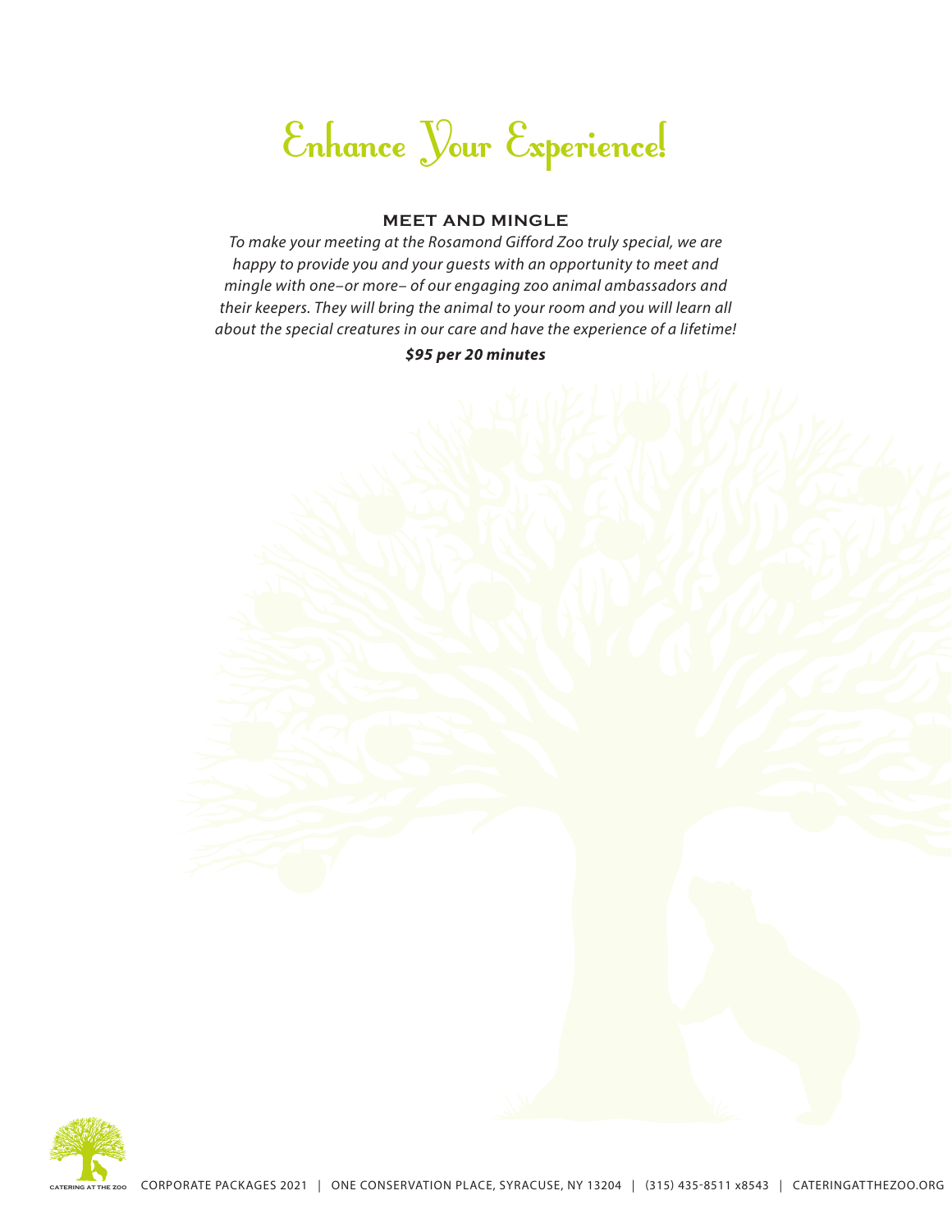# Enhance Your Experience!

## MEET AND MINGLE

*To make your meeting at the Rosamond Gifford Zoo truly special, we are happy to provide you and your guests with an opportunity to meet and mingle with one–or more– of our engaging zoo animal ambassadors and their keepers. They will bring the animal to your room and you will learn all about the special creatures in our care and have the experience of a lifetime!*

***$95 per 20 minutes***